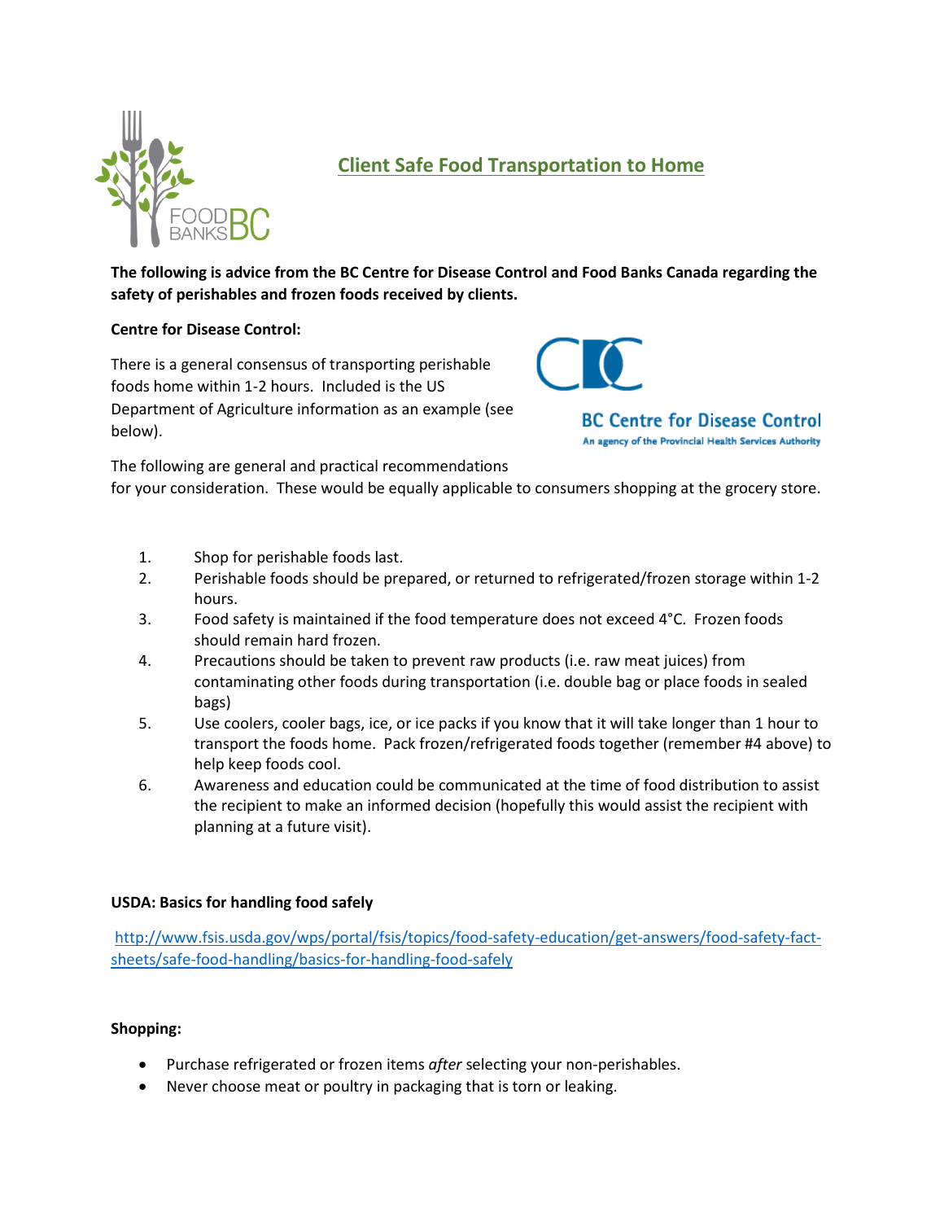# Client Safe Food Transportation to Home

**The following is advice from the BC Centre for Disease Control and Food Banks Canada regarding the safety of perishables and frozen foods received by clients.**

**Centre for Disease Control:**

There is a general consensus of transporting perishable foods home within 1-2 hours. Included is the US Department of Agriculture information as an example (see below).

The following are general and practical recommendations for your consideration. These would be equally applicable to consumers shopping at the grocery store.

1. Shop for perishable foods last.
2. Perishable foods should be prepared, or returned to refrigerated/frozen storage within 1-2 hours.
3. Food safety is maintained if the food temperature does not exceed 4°C. Frozen foods should remain hard frozen.
4. Precautions should be taken to prevent raw products (i.e. raw meat juices) from contaminating other foods during transportation (i.e. double bag or place foods in sealed bags)
5. Use coolers, cooler bags, ice, or ice packs if you know that it will take longer than 1 hour to transport the foods home. Pack frozen/refrigerated foods together (remember #4 above) to help keep foods cool.
6. Awareness and education could be communicated at the time of food distribution to assist the recipient to make an informed decision (hopefully this would assist the recipient with planning at a future visit).

**USDA: Basics for handling food safely**

http://www.fsis.usda.gov/wps/portal/fsis/topics/food-safety-education/get-answers/food-safety-fact-sheets/safe-food-handling/basics-for-handling-food-safely

**Shopping:**

- Purchase refrigerated or frozen items *after* selecting your non-perishables.
- Never choose meat or poultry in packaging that is torn or leaking.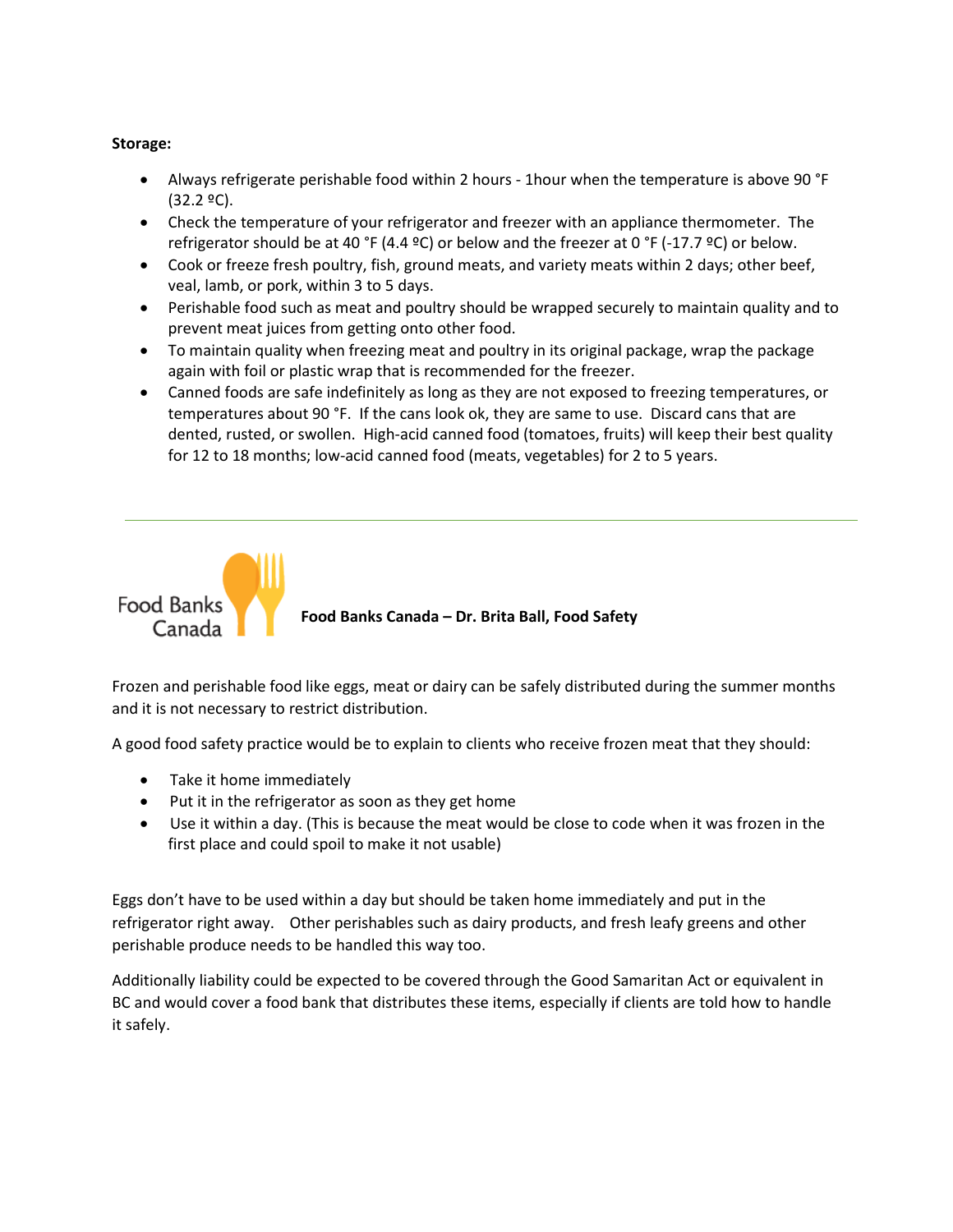**Storage:**

- Always refrigerate perishable food within 2 hours - 1hour when the temperature is above 90 °F (32.2 ºC).
- Check the temperature of your refrigerator and freezer with an appliance thermometer. The refrigerator should be at 40 °F (4.4 ºC) or below and the freezer at 0 °F (-17.7 ºC) or below.
- Cook or freeze fresh poultry, fish, ground meats, and variety meats within 2 days; other beef, veal, lamb, or pork, within 3 to 5 days.
- Perishable food such as meat and poultry should be wrapped securely to maintain quality and to prevent meat juices from getting onto other food.
- To maintain quality when freezing meat and poultry in its original package, wrap the package again with foil or plastic wrap that is recommended for the freezer.
- Canned foods are safe indefinitely as long as they are not exposed to freezing temperatures, or temperatures about 90 °F. If the cans look ok, they are same to use. Discard cans that are dented, rusted, or swollen. High-acid canned food (tomatoes, fruits) will keep their best quality for 12 to 18 months; low-acid canned food (meats, vegetables) for 2 to 5 years.

---

Food Banks Canada

**Food Banks Canada – Dr. Brita Ball, Food Safety**

Frozen and perishable food like eggs, meat or dairy can be safely distributed during the summer months and it is not necessary to restrict distribution.

A good food safety practice would be to explain to clients who receive frozen meat that they should:

- Take it home immediately
- Put it in the refrigerator as soon as they get home
- Use it within a day. (This is because the meat would be close to code when it was frozen in the first place and could spoil to make it not usable)

Eggs don't have to be used within a day but should be taken home immediately and put in the refrigerator right away. Other perishables such as dairy products, and fresh leafy greens and other perishable produce needs to be handled this way too.

Additionally liability could be expected to be covered through the Good Samaritan Act or equivalent in BC and would cover a food bank that distributes these items, especially if clients are told how to handle it safely.